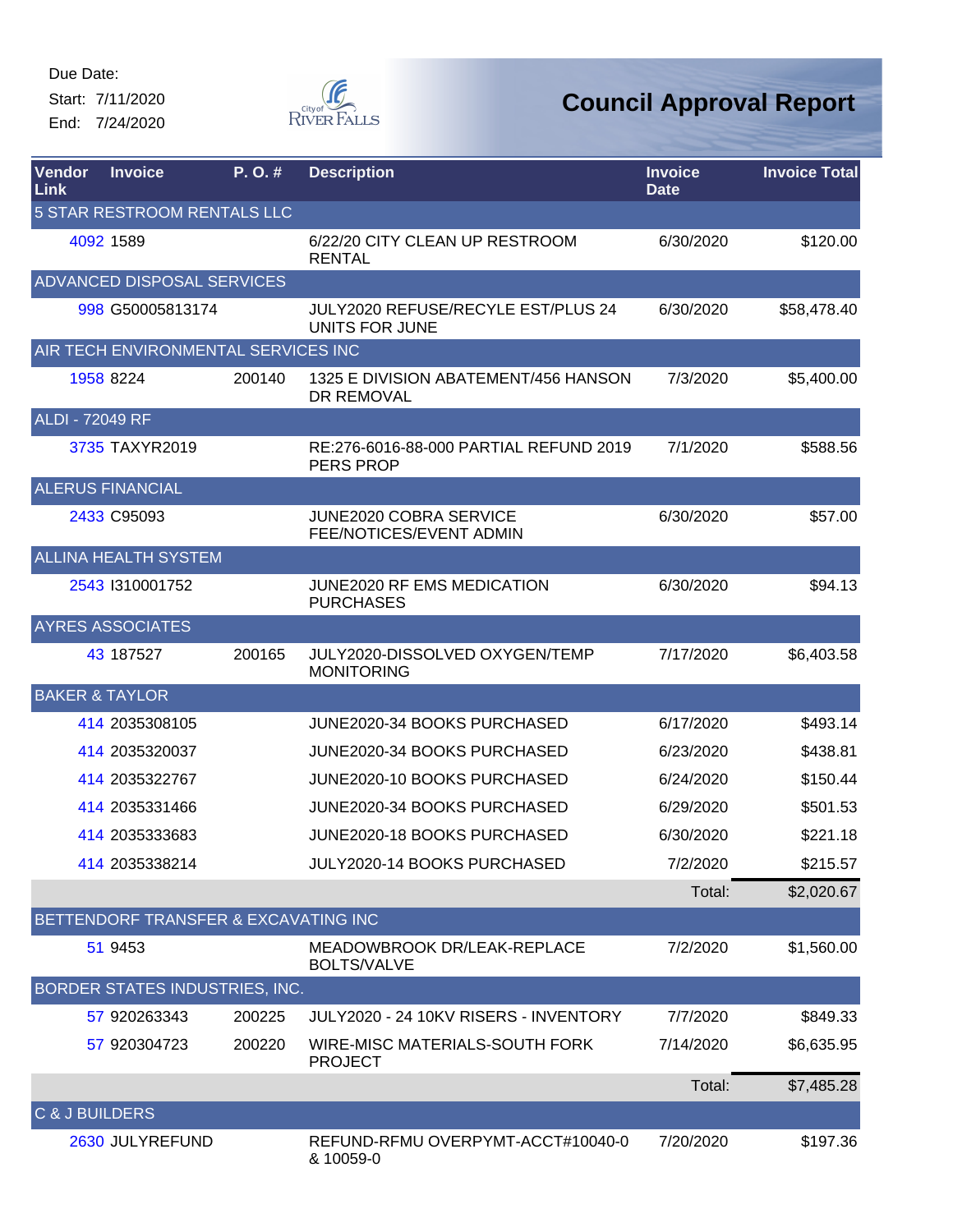Due Date:
Start: 7/11/2020
End: 7/24/2020

City of River Falls

# Council Approval Report

| Vendor Link | Invoice | P. O. # | Description | Invoice Date | Invoice Total |
|---|---|---|---|---|---|
| 5 STAR RESTROOM RENTALS LLC | | | | | |
| 4092 | 1589 | | 6/22/20 CITY CLEAN UP RESTROOM RENTAL | 6/30/2020 | $120.00 |
| ADVANCED DISPOSAL SERVICES | | | | | |
| 998 | G50005813174 | | JULY2020 REFUSE/RECYLE EST/PLUS 24 UNITS FOR JUNE | 6/30/2020 | $58,478.40 |
| AIR TECH ENVIRONMENTAL SERVICES INC | | | | | |
| 1958 | 8224 | 200140 | 1325 E DIVISION ABATEMENT/456 HANSON DR REMOVAL | 7/3/2020 | $5,400.00 |
| ALDI - 72049 RF | | | | | |
| 3735 | TAXYR2019 | | RE:276-6016-88-000 PARTIAL REFUND 2019 PERS PROP | 7/1/2020 | $588.56 |
| ALERUS FINANCIAL | | | | | |
| 2433 | C95093 | | JUNE2020 COBRA SERVICE FEE/NOTICES/EVENT ADMIN | 6/30/2020 | $57.00 |
| ALLINA HEALTH SYSTEM | | | | | |
| 2543 | I310001752 | | JUNE2020 RF EMS MEDICATION PURCHASES | 6/30/2020 | $94.13 |
| AYRES ASSOCIATES | | | | | |
| 43 | 187527 | 200165 | JULY2020-DISSOLVED OXYGEN/TEMP MONITORING | 7/17/2020 | $6,403.58 |
| BAKER & TAYLOR | | | | | |
| 414 | 2035308105 | | JUNE2020-34 BOOKS PURCHASED | 6/17/2020 | $493.14 |
| 414 | 2035320037 | | JUNE2020-34 BOOKS PURCHASED | 6/23/2020 | $438.81 |
| 414 | 2035322767 | | JUNE2020-10 BOOKS PURCHASED | 6/24/2020 | $150.44 |
| 414 | 2035331466 | | JUNE2020-34 BOOKS PURCHASED | 6/29/2020 | $501.53 |
| 414 | 2035333683 | | JUNE2020-18 BOOKS PURCHASED | 6/30/2020 | $221.18 |
| 414 | 2035338214 | | JULY2020-14 BOOKS PURCHASED | 7/2/2020 | $215.57 |
| | | | | Total: | $2,020.67 |
| BETTENDORF TRANSFER & EXCAVATING INC | | | | | |
| 51 | 9453 | | MEADOWBROOK DR/LEAK-REPLACE BOLTS/VALVE | 7/2/2020 | $1,560.00 |
| BORDER STATES INDUSTRIES, INC. | | | | | |
| 57 | 920263343 | 200225 | JULY2020 - 24 10KV RISERS - INVENTORY | 7/7/2020 | $849.33 |
| 57 | 920304723 | 200220 | WIRE-MISC MATERIALS-SOUTH FORK PROJECT | 7/14/2020 | $6,635.95 |
| | | | | Total: | $7,485.28 |
| C & J BUILDERS | | | | | |
| 2630 | JULYREFUND | | REFUND-RFMU OVERPYMT-ACCT#10040-0 & 10059-0 | 7/20/2020 | $197.36 |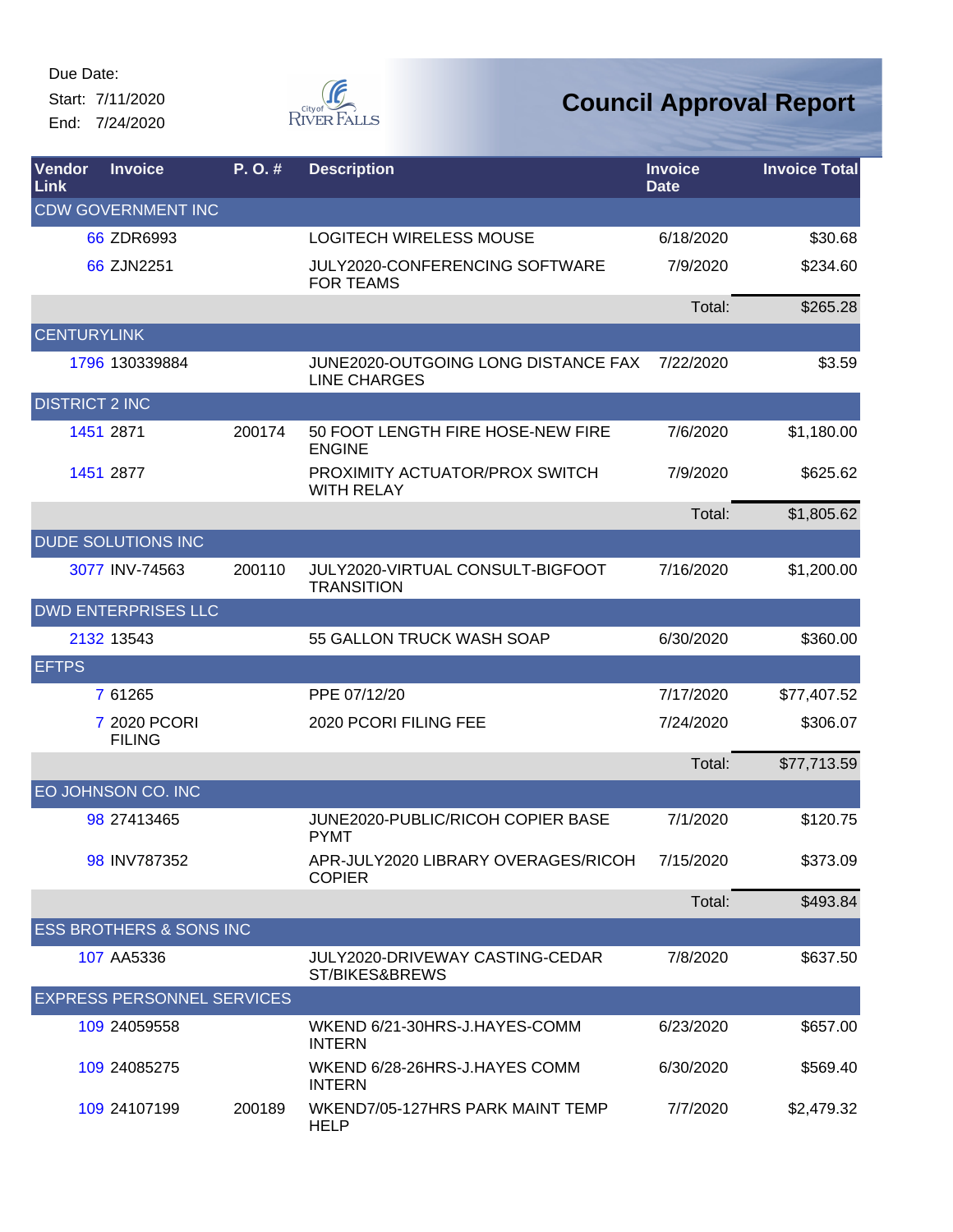Due Date:
Start: 7/11/2020
End: 7/24/2020

# Council Approval Report

| Vendor Link | Invoice | P. O. # | Description | Invoice Date | Invoice Total |
|---|---|---|---|---|---|
| **CDW GOVERNMENT INC** | | | | | |
| 66 | ZDR6993 | | LOGITECH WIRELESS MOUSE | 6/18/2020 | $30.68 |
| 66 | ZJN2251 | | JULY2020-CONFERENCING SOFTWARE FOR TEAMS | 7/9/2020 | $234.60 |
| | | | | Total: | $265.28 |
| **CENTURYLINK** | | | | | |
| 1796 | 130339884 | | JUNE2020-OUTGOING LONG DISTANCE FAX LINE CHARGES | 7/22/2020 | $3.59 |
| **DISTRICT 2 INC** | | | | | |
| 1451 | 2871 | 200174 | 50 FOOT LENGTH FIRE HOSE-NEW FIRE ENGINE | 7/6/2020 | $1,180.00 |
| 1451 | 2877 | | PROXIMITY ACTUATOR/PROX SWITCH WITH RELAY | 7/9/2020 | $625.62 |
| | | | | Total: | $1,805.62 |
| **DUDE SOLUTIONS INC** | | | | | |
| 3077 | INV-74563 | 200110 | JULY2020-VIRTUAL CONSULT-BIGFOOT TRANSITION | 7/16/2020 | $1,200.00 |
| **DWD ENTERPRISES LLC** | | | | | |
| 2132 | 13543 | | 55 GALLON TRUCK WASH SOAP | 6/30/2020 | $360.00 |
| **EFTPS** | | | | | |
| 7 | 61265 | | PPE 07/12/20 | 7/17/2020 | $77,407.52 |
| 7 | 2020 PCORI FILING | | 2020 PCORI FILING FEE | 7/24/2020 | $306.07 |
| | | | | Total: | $77,713.59 |
| **EO JOHNSON CO. INC** | | | | | |
| 98 | 27413465 | | JUNE2020-PUBLIC/RICOH COPIER BASE PYMT | 7/1/2020 | $120.75 |
| 98 | INV787352 | | APR-JULY2020 LIBRARY OVERAGES/RICOH COPIER | 7/15/2020 | $373.09 |
| | | | | Total: | $493.84 |
| **ESS BROTHERS & SONS INC** | | | | | |
| 107 | AA5336 | | JULY2020-DRIVEWAY CASTING-CEDAR ST/BIKES&BREWS | 7/8/2020 | $637.50 |
| **EXPRESS PERSONNEL SERVICES** | | | | | |
| 109 | 24059558 | | WKEND 6/21-30HRS-J.HAYES-COMM INTERN | 6/23/2020 | $657.00 |
| 109 | 24085275 | | WKEND 6/28-26HRS-J.HAYES COMM INTERN | 6/30/2020 | $569.40 |
| 109 | 24107199 | 200189 | WKEND7/05-127HRS PARK MAINT TEMP HELP | 7/7/2020 | $2,479.32 |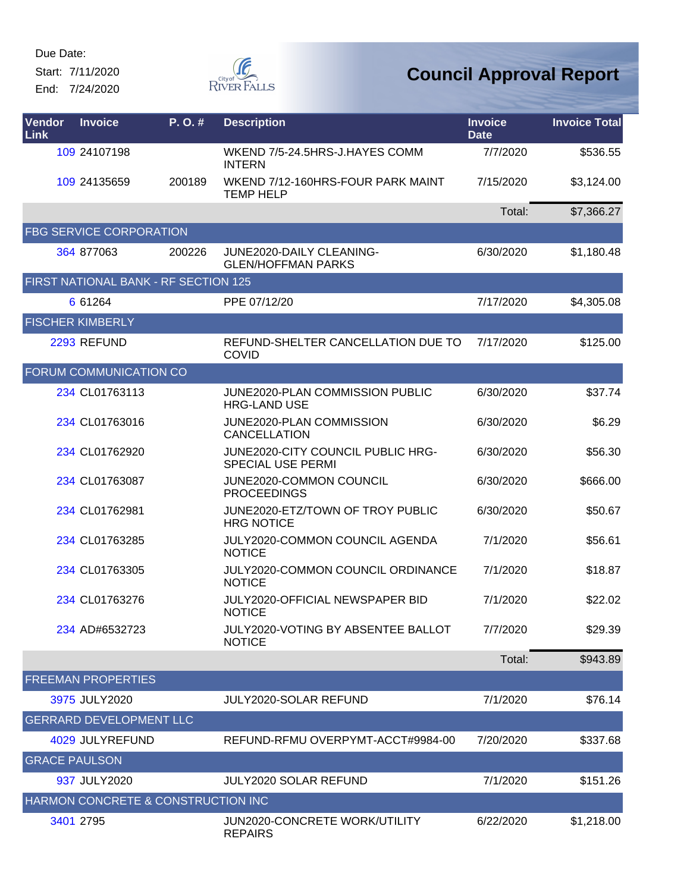Due Date:
Start: 7/11/2020
End: 7/24/2020

# Council Approval Report

| Vendor Link | Invoice | P. O. # | Description | Invoice Date | Invoice Total |
|---|---|---|---|---|---|
| 109 | 24107198 | | WKEND 7/5-24.5HRS-J.HAYES COMM INTERN | 7/7/2020 | $536.55 |
| 109 | 24135659 | 200189 | WKEND 7/12-160HRS-FOUR PARK MAINT TEMP HELP | 7/15/2020 | $3,124.00 |
| | | | | Total: | $7,366.27 |
| FBG SERVICE CORPORATION | | | | | |
| 364 | 877063 | 200226 | JUNE2020-DAILY CLEANING-GLEN/HOFFMAN PARKS | 6/30/2020 | $1,180.48 |
| FIRST NATIONAL BANK - RF SECTION 125 | | | | | |
| 6 | 61264 | | PPE 07/12/20 | 7/17/2020 | $4,305.08 |
| FISCHER KIMBERLY | | | | | |
| 2293 | REFUND | | REFUND-SHELTER CANCELLATION DUE TO COVID | 7/17/2020 | $125.00 |
| FORUM COMMUNICATION CO | | | | | |
| 234 | CL01763113 | | JUNE2020-PLAN COMMISSION PUBLIC HRG-LAND USE | 6/30/2020 | $37.74 |
| 234 | CL01763016 | | JUNE2020-PLAN COMMISSION CANCELLATION | 6/30/2020 | $6.29 |
| 234 | CL01762920 | | JUNE2020-CITY COUNCIL PUBLIC HRG-SPECIAL USE PERMI | 6/30/2020 | $56.30 |
| 234 | CL01763087 | | JUNE2020-COMMON COUNCIL PROCEEDINGS | 6/30/2020 | $666.00 |
| 234 | CL01762981 | | JUNE2020-ETZ/TOWN OF TROY PUBLIC HRG NOTICE | 6/30/2020 | $50.67 |
| 234 | CL01763285 | | JULY2020-COMMON COUNCIL AGENDA NOTICE | 7/1/2020 | $56.61 |
| 234 | CL01763305 | | JULY2020-COMMON COUNCIL ORDINANCE NOTICE | 7/1/2020 | $18.87 |
| 234 | CL01763276 | | JULY2020-OFFICIAL NEWSPAPER BID NOTICE | 7/1/2020 | $22.02 |
| 234 | AD#6532723 | | JULY2020-VOTING BY ABSENTEE BALLOT NOTICE | 7/7/2020 | $29.39 |
| | | | | Total: | $943.89 |
| FREEMAN PROPERTIES | | | | | |
| 3975 | JULY2020 | | JULY2020-SOLAR REFUND | 7/1/2020 | $76.14 |
| GERRARD DEVELOPMENT LLC | | | | | |
| 4029 | JULYREFUND | | REFUND-RFMU OVERPYMT-ACCT#9984-00 | 7/20/2020 | $337.68 |
| GRACE PAULSON | | | | | |
| 937 | JULY2020 | | JULY2020 SOLAR REFUND | 7/1/2020 | $151.26 |
| HARMON CONCRETE & CONSTRUCTION INC | | | | | |
| 3401 | 2795 | | JUN2020-CONCRETE WORK/UTILITY REPAIRS | 6/22/2020 | $1,218.00 |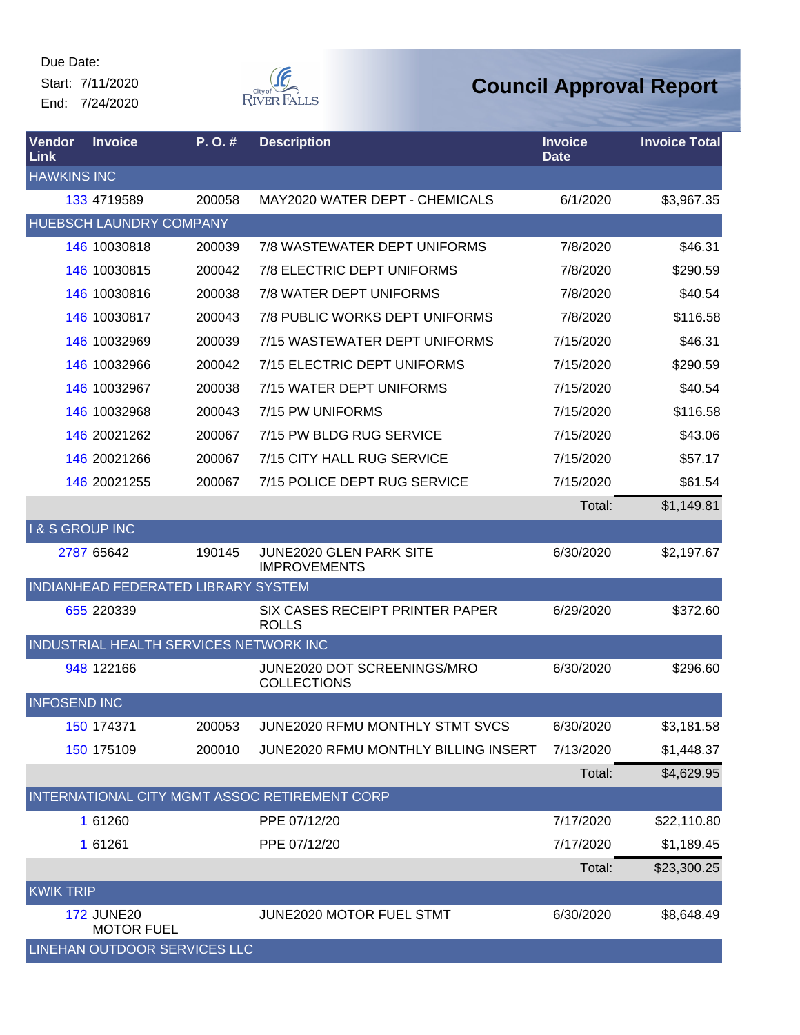Due Date:
Start: 7/11/2020
End: 7/24/2020

# Council Approval Report

| Vendor Link | Invoice | P. O. # | Description | Invoice Date | Invoice Total |
|---|---|---|---|---|---|
| HAWKINS INC | | | | | |
| 133 | 4719589 | 200058 | MAY2020 WATER DEPT - CHEMICALS | 6/1/2020 | $3,967.35 |
| HUEBSCH LAUNDRY COMPANY | | | | | |
| 146 | 10030818 | 200039 | 7/8 WASTEWATER DEPT UNIFORMS | 7/8/2020 | $46.31 |
| 146 | 10030815 | 200042 | 7/8 ELECTRIC DEPT UNIFORMS | 7/8/2020 | $290.59 |
| 146 | 10030816 | 200038 | 7/8 WATER DEPT UNIFORMS | 7/8/2020 | $40.54 |
| 146 | 10030817 | 200043 | 7/8 PUBLIC WORKS DEPT UNIFORMS | 7/8/2020 | $116.58 |
| 146 | 10032969 | 200039 | 7/15 WASTEWATER DEPT UNIFORMS | 7/15/2020 | $46.31 |
| 146 | 10032966 | 200042 | 7/15 ELECTRIC DEPT UNIFORMS | 7/15/2020 | $290.59 |
| 146 | 10032967 | 200038 | 7/15 WATER DEPT UNIFORMS | 7/15/2020 | $40.54 |
| 146 | 10032968 | 200043 | 7/15 PW UNIFORMS | 7/15/2020 | $116.58 |
| 146 | 20021262 | 200067 | 7/15 PW BLDG RUG SERVICE | 7/15/2020 | $43.06 |
| 146 | 20021266 | 200067 | 7/15 CITY HALL RUG SERVICE | 7/15/2020 | $57.17 |
| 146 | 20021255 | 200067 | 7/15 POLICE DEPT RUG SERVICE | 7/15/2020 | $61.54 |
| | | | | Total: | $1,149.81 |
| I & S GROUP INC | | | | | |
| 2787 | 65642 | 190145 | JUNE2020 GLEN PARK SITE IMPROVEMENTS | 6/30/2020 | $2,197.67 |
| INDIANHEAD FEDERATED LIBRARY SYSTEM | | | | | |
| 655 | 220339 | | SIX CASES RECEIPT PRINTER PAPER ROLLS | 6/29/2020 | $372.60 |
| INDUSTRIAL HEALTH SERVICES NETWORK INC | | | | | |
| 948 | 122166 | | JUNE2020 DOT SCREENINGS/MRO COLLECTIONS | 6/30/2020 | $296.60 |
| INFOSEND INC | | | | | |
| 150 | 174371 | 200053 | JUNE2020 RFMU MONTHLY STMT SVCS | 6/30/2020 | $3,181.58 |
| 150 | 175109 | 200010 | JUNE2020 RFMU MONTHLY BILLING INSERT | 7/13/2020 | $1,448.37 |
| | | | | Total: | $4,629.95 |
| INTERNATIONAL CITY MGMT ASSOC RETIREMENT CORP | | | | | |
| 1 | 61260 | | PPE 07/12/20 | 7/17/2020 | $22,110.80 |
| 1 | 61261 | | PPE 07/12/20 | 7/17/2020 | $1,189.45 |
| | | | | Total: | $23,300.25 |
| KWIK TRIP | | | | | |
| 172 | JUNE20 MOTOR FUEL | | JUNE2020 MOTOR FUEL STMT | 6/30/2020 | $8,648.49 |
| LINEHAN OUTDOOR SERVICES LLC | | | | | |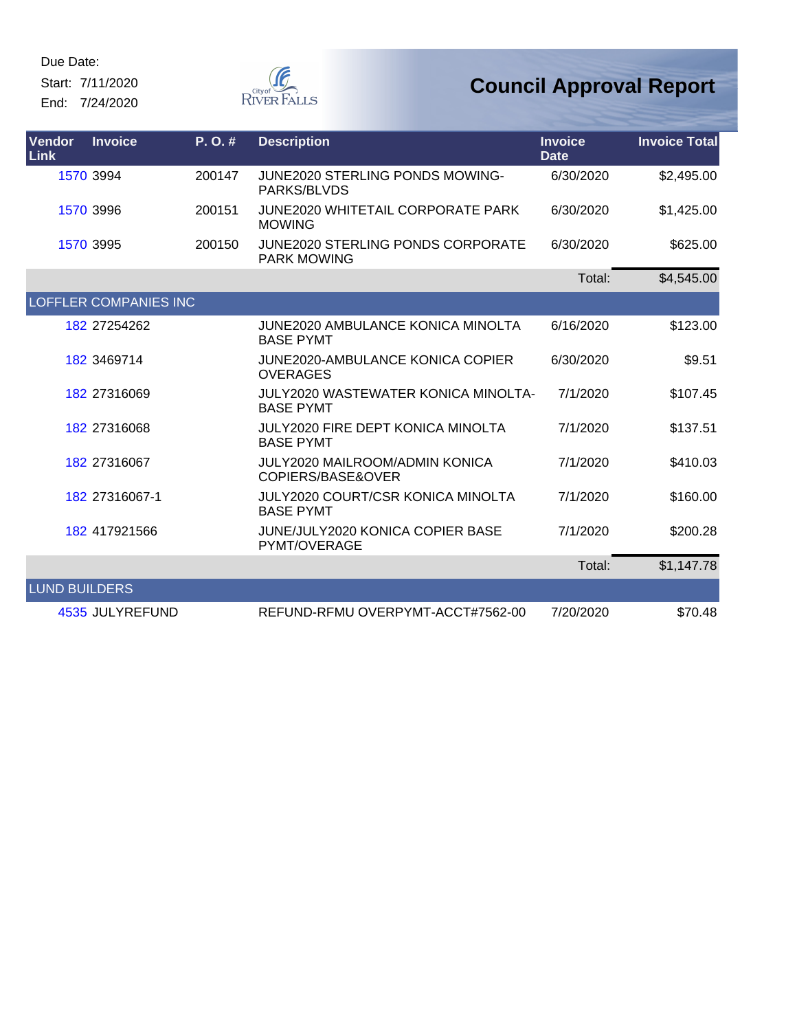Due Date:
Start: 7/11/2020
End: 7/24/2020

# Council Approval Report

| Vendor Link | Invoice | P. O. # | Description | Invoice Date | Invoice Total |
|---|---|---|---|---|---|
| 1570 | 3994 | 200147 | JUNE2020 STERLING PONDS MOWING-PARKS/BLVDS | 6/30/2020 | $2,495.00 |
| 1570 | 3996 | 200151 | JUNE2020 WHITETAIL CORPORATE PARK MOWING | 6/30/2020 | $1,425.00 |
| 1570 | 3995 | 200150 | JUNE2020 STERLING PONDS CORPORATE PARK MOWING | 6/30/2020 | $625.00 |
| | | | | Total: | $4,545.00 |
| LOFFLER COMPANIES INC | | | | | |
| 182 | 27254262 | | JUNE2020 AMBULANCE KONICA MINOLTA BASE PYMT | 6/16/2020 | $123.00 |
| 182 | 3469714 | | JUNE2020-AMBULANCE KONICA COPIER OVERAGES | 6/30/2020 | $9.51 |
| 182 | 27316069 | | JULY2020 WASTEWATER KONICA MINOLTA-BASE PYMT | 7/1/2020 | $107.45 |
| 182 | 27316068 | | JULY2020 FIRE DEPT KONICA MINOLTA BASE PYMT | 7/1/2020 | $137.51 |
| 182 | 27316067 | | JULY2020 MAILROOM/ADMIN KONICA COPIERS/BASE&OVER | 7/1/2020 | $410.03 |
| 182 | 27316067-1 | | JULY2020 COURT/CSR KONICA MINOLTA BASE PYMT | 7/1/2020 | $160.00 |
| 182 | 417921566 | | JUNE/JULY2020 KONICA COPIER BASE PYMT/OVERAGE | 7/1/2020 | $200.28 |
| | | | | Total: | $1,147.78 |
| LUND BUILDERS | | | | | |
| 4535 | JULYREFUND | | REFUND-RFMU OVERPYMT-ACCT#7562-00 | 7/20/2020 | $70.48 |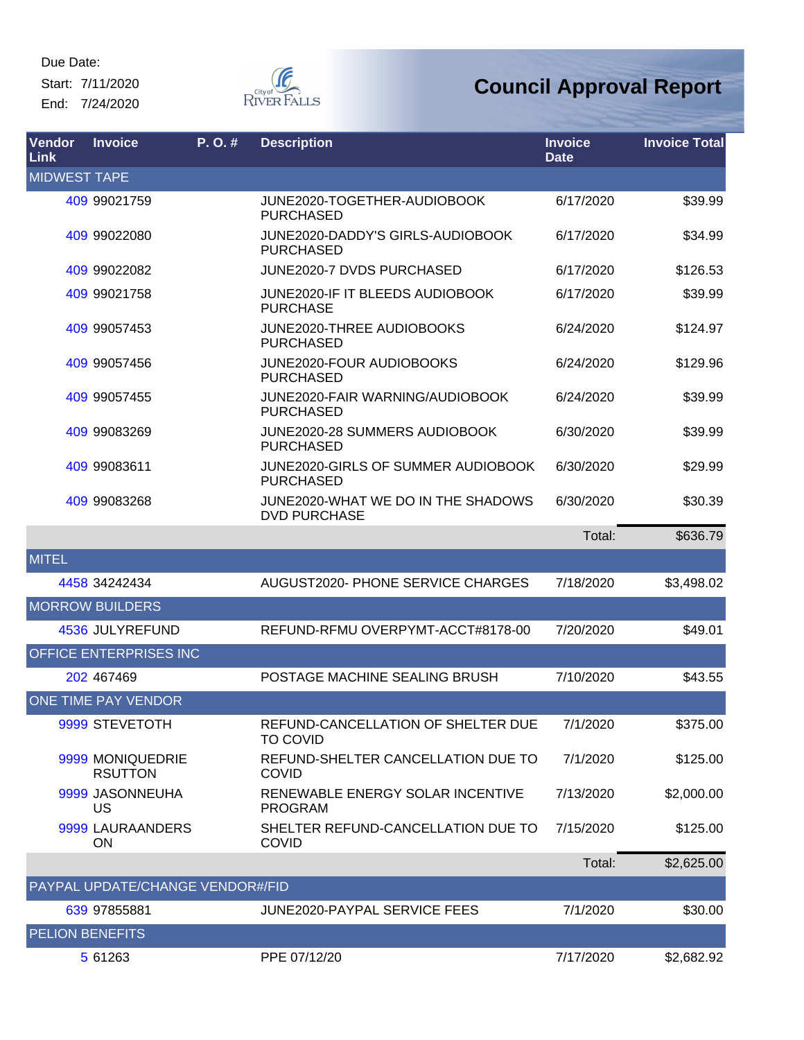Due Date:
Start: 7/11/2020
End: 7/24/2020

# Council Approval Report

| Vendor Link | Invoice | P. O. # | Description | Invoice Date | Invoice Total |
|---|---|---|---|---|---|
| MIDWEST TAPE | | | | | |
| 409 | 99021759 | | JUNE2020-TOGETHER-AUDIOBOOK PURCHASED | 6/17/2020 | $39.99 |
| 409 | 99022080 | | JUNE2020-DADDY'S GIRLS-AUDIOBOOK PURCHASED | 6/17/2020 | $34.99 |
| 409 | 99022082 | | JUNE2020-7 DVDS PURCHASED | 6/17/2020 | $126.53 |
| 409 | 99021758 | | JUNE2020-IF IT BLEEDS AUDIOBOOK PURCHASE | 6/17/2020 | $39.99 |
| 409 | 99057453 | | JUNE2020-THREE AUDIOBOOKS PURCHASED | 6/24/2020 | $124.97 |
| 409 | 99057456 | | JUNE2020-FOUR AUDIOBOOKS PURCHASED | 6/24/2020 | $129.96 |
| 409 | 99057455 | | JUNE2020-FAIR WARNING/AUDIOBOOK PURCHASED | 6/24/2020 | $39.99 |
| 409 | 99083269 | | JUNE2020-28 SUMMERS AUDIOBOOK PURCHASED | 6/30/2020 | $39.99 |
| 409 | 99083611 | | JUNE2020-GIRLS OF SUMMER AUDIOBOOK PURCHASED | 6/30/2020 | $29.99 |
| 409 | 99083268 | | JUNE2020-WHAT WE DO IN THE SHADOWS DVD PURCHASE | 6/30/2020 | $30.39 |
| | | | | Total: | $636.79 |
| MITEL | | | | | |
| 4458 | 34242434 | | AUGUST2020- PHONE SERVICE CHARGES | 7/18/2020 | $3,498.02 |
| MORROW BUILDERS | | | | | |
| 4536 | JULYREFUND | | REFUND-RFMU OVERPYMT-ACCT#8178-00 | 7/20/2020 | $49.01 |
| OFFICE ENTERPRISES INC | | | | | |
| 202 | 467469 | | POSTAGE MACHINE SEALING BRUSH | 7/10/2020 | $43.55 |
| ONE TIME PAY VENDOR | | | | | |
| 9999 | STEVETOTH | | REFUND-CANCELLATION OF SHELTER DUE TO COVID | 7/1/2020 | $375.00 |
| 9999 | MONIQUEDRIE RSUTTON | | REFUND-SHELTER CANCELLATION DUE TO COVID | 7/1/2020 | $125.00 |
| 9999 | JASONNEUHA US | | RENEWABLE ENERGY SOLAR INCENTIVE PROGRAM | 7/13/2020 | $2,000.00 |
| 9999 | LAURAANDERS ON | | SHELTER REFUND-CANCELLATION DUE TO COVID | 7/15/2020 | $125.00 |
| | | | | Total: | $2,625.00 |
| PAYPAL UPDATE/CHANGE VENDOR#/FID | | | | | |
| 639 | 97855881 | | JUNE2020-PAYPAL SERVICE FEES | 7/1/2020 | $30.00 |
| PELION BENEFITS | | | | | |
| 5 | 61263 | | PPE 07/12/20 | 7/17/2020 | $2,682.92 |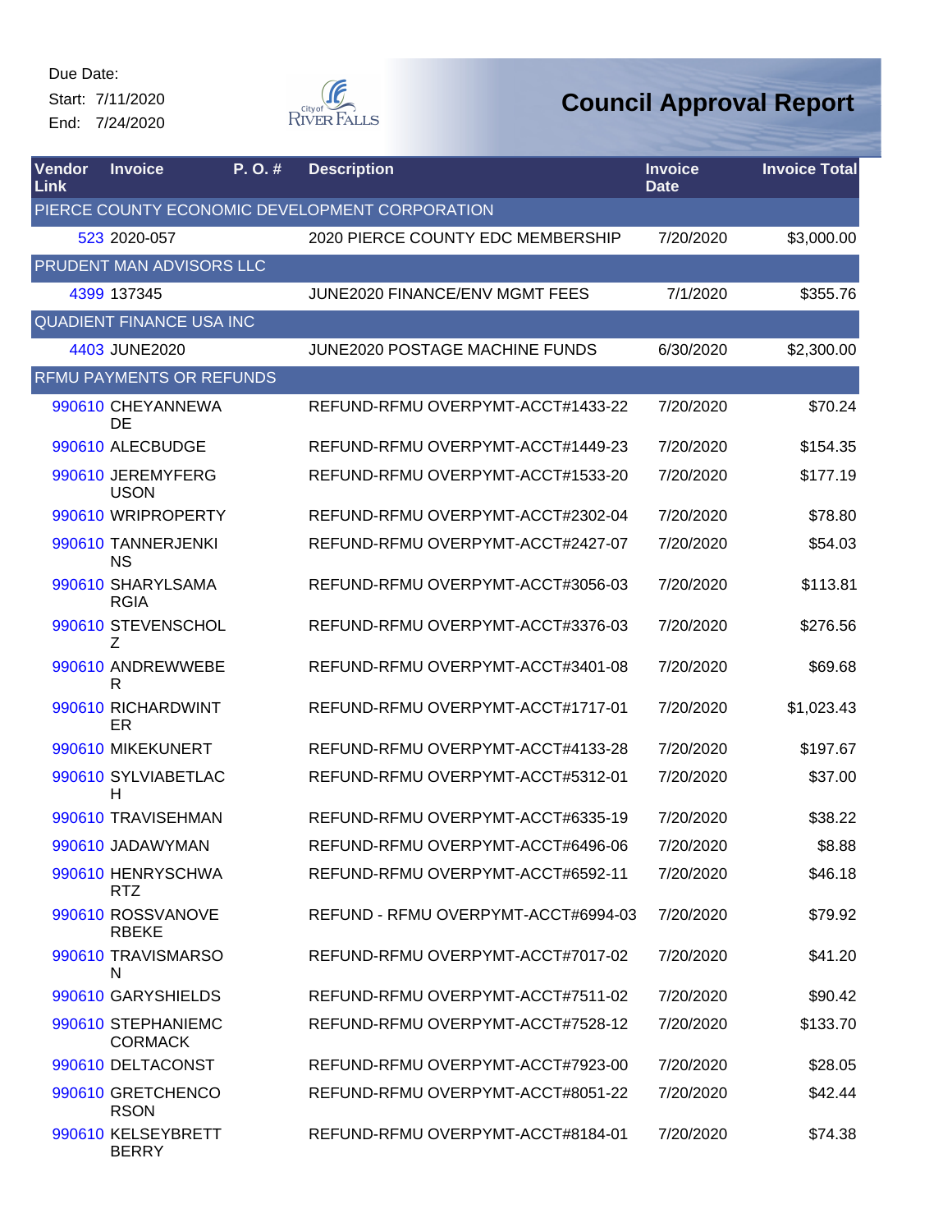Due Date:

Start: 7/11/2020

End: 7/24/2020

# Council Approval Report

| Vendor Link | Invoice | P. O. # | Description | Invoice Date | Invoice Total |
|---|---|---|---|---|---|
| PIERCE COUNTY ECONOMIC DEVELOPMENT CORPORATION | | | | | |
| 523 | 2020-057 | | 2020 PIERCE COUNTY EDC MEMBERSHIP | 7/20/2020 | $3,000.00 |
| PRUDENT MAN ADVISORS LLC | | | | | |
| 4399 | 137345 | | JUNE2020 FINANCE/ENV MGMT FEES | 7/1/2020 | $355.76 |
| QUADIENT FINANCE USA INC | | | | | |
| 4403 | JUNE2020 | | JUNE2020 POSTAGE MACHINE FUNDS | 6/30/2020 | $2,300.00 |
| RFMU PAYMENTS OR REFUNDS | | | | | |
| 990610 | CHEYANNEWADE | | REFUND-RFMU OVERPYMT-ACCT#1433-22 | 7/20/2020 | $70.24 |
| 990610 | ALECBUDGE | | REFUND-RFMU OVERPYMT-ACCT#1449-23 | 7/20/2020 | $154.35 |
| 990610 | JEREMYFERGUSON | | REFUND-RFMU OVERPYMT-ACCT#1533-20 | 7/20/2020 | $177.19 |
| 990610 | WRIPROPERTY | | REFUND-RFMU OVERPYMT-ACCT#2302-04 | 7/20/2020 | $78.80 |
| 990610 | TANNERJENKINS | | REFUND-RFMU OVERPYMT-ACCT#2427-07 | 7/20/2020 | $54.03 |
| 990610 | SHARYLSAMARGIA | | REFUND-RFMU OVERPYMT-ACCT#3056-03 | 7/20/2020 | $113.81 |
| 990610 | STEVENSCHOLZ | | REFUND-RFMU OVERPYMT-ACCT#3376-03 | 7/20/2020 | $276.56 |
| 990610 | ANDREWWEBER | | REFUND-RFMU OVERPYMT-ACCT#3401-08 | 7/20/2020 | $69.68 |
| 990610 | RICHARDWINTER | | REFUND-RFMU OVERPYMT-ACCT#1717-01 | 7/20/2020 | $1,023.43 |
| 990610 | MIKEKUNERT | | REFUND-RFMU OVERPYMT-ACCT#4133-28 | 7/20/2020 | $197.67 |
| 990610 | SYLVIABETLACH | | REFUND-RFMU OVERPYMT-ACCT#5312-01 | 7/20/2020 | $37.00 |
| 990610 | TRAVISEHMAN | | REFUND-RFMU OVERPYMT-ACCT#6335-19 | 7/20/2020 | $38.22 |
| 990610 | JADAWYMAN | | REFUND-RFMU OVERPYMT-ACCT#6496-06 | 7/20/2020 | $8.88 |
| 990610 | HENRYSCHWARTZ | | REFUND-RFMU OVERPYMT-ACCT#6592-11 | 7/20/2020 | $46.18 |
| 990610 | ROSSVANOVERBEKE | | REFUND - RFMU OVERPYMT-ACCT#6994-03 | 7/20/2020 | $79.92 |
| 990610 | TRAVISMARSON | | REFUND-RFMU OVERPYMT-ACCT#7017-02 | 7/20/2020 | $41.20 |
| 990610 | GARYSHIELDS | | REFUND-RFMU OVERPYMT-ACCT#7511-02 | 7/20/2020 | $90.42 |
| 990610 | STEPHANIEMCCORMACK | | REFUND-RFMU OVERPYMT-ACCT#7528-12 | 7/20/2020 | $133.70 |
| 990610 | DELTACONST | | REFUND-RFMU OVERPYMT-ACCT#7923-00 | 7/20/2020 | $28.05 |
| 990610 | GRETCHENCORSON | | REFUND-RFMU OVERPYMT-ACCT#8051-22 | 7/20/2020 | $42.44 |
| 990610 | KELSEYBRETTBERRY | | REFUND-RFMU OVERPYMT-ACCT#8184-01 | 7/20/2020 | $74.38 |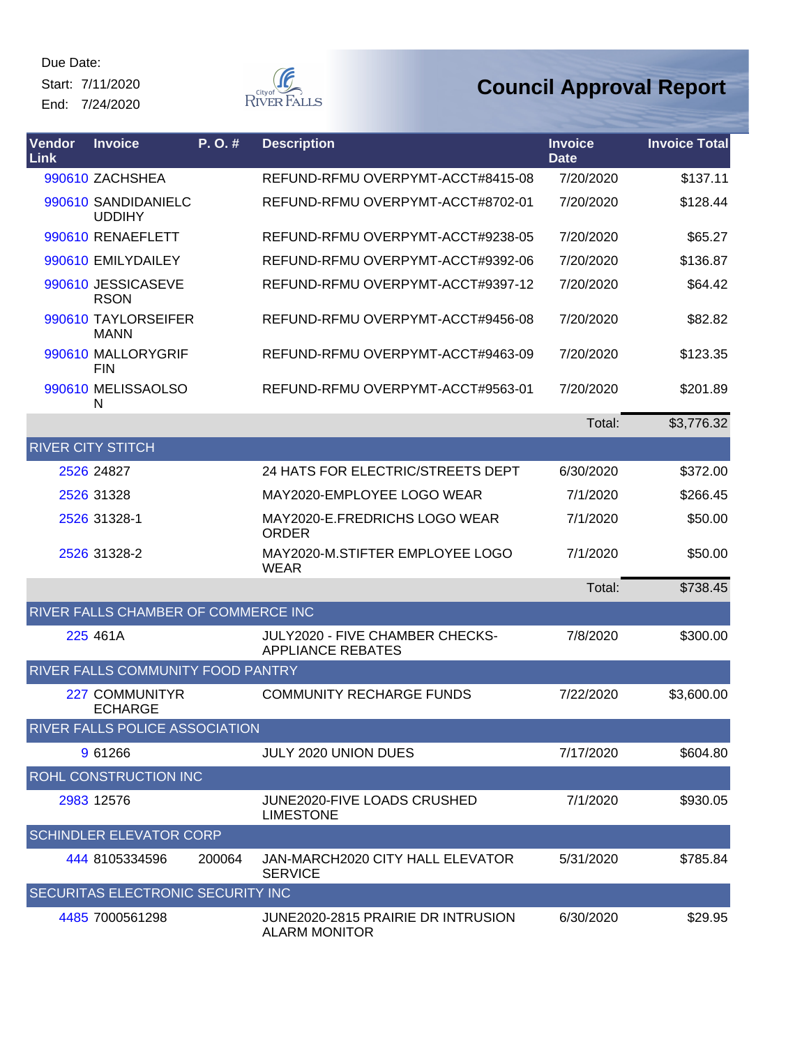Due Date:
Start: 7/11/2020
End: 7/24/2020

# Council Approval Report

| Vendor Link | Invoice | P. O. # | Description | Invoice Date | Invoice Total |
|---|---|---|---|---|---|
| 990610 | ZACHSHEA | | REFUND-RFMU OVERPYMT-ACCT#8415-08 | 7/20/2020 | $137.11 |
| 990610 | SANDIDANIELCUDDIHY | | REFUND-RFMU OVERPYMT-ACCT#8702-01 | 7/20/2020 | $128.44 |
| 990610 | RENAEFLETT | | REFUND-RFMU OVERPYMT-ACCT#9238-05 | 7/20/2020 | $65.27 |
| 990610 | EMILYDAILEY | | REFUND-RFMU OVERPYMT-ACCT#9392-06 | 7/20/2020 | $136.87 |
| 990610 | JESSICASEVERSON | | REFUND-RFMU OVERPYMT-ACCT#9397-12 | 7/20/2020 | $64.42 |
| 990610 | TAYLORSEIFERMANN | | REFUND-RFMU OVERPYMT-ACCT#9456-08 | 7/20/2020 | $82.82 |
| 990610 | MALLORYGRIFFIN | | REFUND-RFMU OVERPYMT-ACCT#9463-09 | 7/20/2020 | $123.35 |
| 990610 | MELISSAOLSON | | REFUND-RFMU OVERPYMT-ACCT#9563-01 | 7/20/2020 | $201.89 |
| | | | | Total: | $3,776.32 |
| RIVER CITY STITCH | | | | | |
| 2526 | 24827 | | 24 HATS FOR ELECTRIC/STREETS DEPT | 6/30/2020 | $372.00 |
| 2526 | 31328 | | MAY2020-EMPLOYEE LOGO WEAR | 7/1/2020 | $266.45 |
| 2526 | 31328-1 | | MAY2020-E.FREDRICHS LOGO WEAR ORDER | 7/1/2020 | $50.00 |
| 2526 | 31328-2 | | MAY2020-M.STIFTER EMPLOYEE LOGO WEAR | 7/1/2020 | $50.00 |
| | | | | Total: | $738.45 |
| RIVER FALLS CHAMBER OF COMMERCE INC | | | | | |
| 225 | 461A | | JULY2020 - FIVE CHAMBER CHECKS-APPLIANCE REBATES | 7/8/2020 | $300.00 |
| RIVER FALLS COMMUNITY FOOD PANTRY | | | | | |
| 227 | COMMUNITYRECHARGE | | COMMUNITY RECHARGE FUNDS | 7/22/2020 | $3,600.00 |
| RIVER FALLS POLICE ASSOCIATION | | | | | |
| 9 | 61266 | | JULY 2020 UNION DUES | 7/17/2020 | $604.80 |
| ROHL CONSTRUCTION INC | | | | | |
| 2983 | 12576 | | JUNE2020-FIVE LOADS CRUSHED LIMESTONE | 7/1/2020 | $930.05 |
| SCHINDLER ELEVATOR CORP | | | | | |
| 444 | 8105334596 | 200064 | JAN-MARCH2020 CITY HALL ELEVATOR SERVICE | 5/31/2020 | $785.84 |
| SECURITAS ELECTRONIC SECURITY INC | | | | | |
| 4485 | 7000561298 | | JUNE2020-2815 PRAIRIE DR INTRUSION ALARM MONITOR | 6/30/2020 | $29.95 |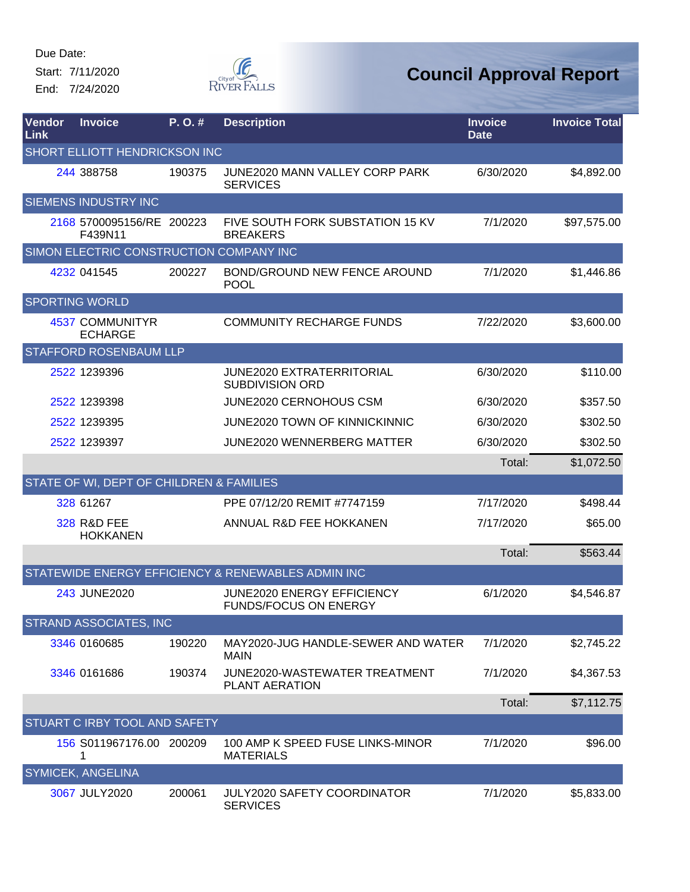Due Date:

Start: 7/11/2020

End: 7/24/2020

# Council Approval Report

| Vendor Link | Invoice | P. O. # | Description | Invoice Date | Invoice Total |
|---|---|---|---|---|---|
| SHORT ELLIOTT HENDRICKSON INC | | | | | |
| 244 | 388758 | 190375 | JUNE2020 MANN VALLEY CORP PARK SERVICES | 6/30/2020 | $4,892.00 |
| SIEMENS INDUSTRY INC | | | | | |
| 2168 | 5700095156/RE F439N11 | 200223 | FIVE SOUTH FORK SUBSTATION 15 KV BREAKERS | 7/1/2020 | $97,575.00 |
| SIMON ELECTRIC CONSTRUCTION COMPANY INC | | | | | |
| 4232 | 041545 | 200227 | BOND/GROUND NEW FENCE AROUND POOL | 7/1/2020 | $1,446.86 |
| SPORTING WORLD | | | | | |
| 4537 | COMMUNITYR ECHARGE | | COMMUNITY RECHARGE FUNDS | 7/22/2020 | $3,600.00 |
| STAFFORD ROSENBAUM LLP | | | | | |
| 2522 | 1239396 | | JUNE2020 EXTRATERRITORIAL SUBDIVISION ORD | 6/30/2020 | $110.00 |
| 2522 | 1239398 | | JUNE2020 CERNOHOUS CSM | 6/30/2020 | $357.50 |
| 2522 | 1239395 | | JUNE2020 TOWN OF KINNICKINNIC | 6/30/2020 | $302.50 |
| 2522 | 1239397 | | JUNE2020 WENNERBERG MATTER | 6/30/2020 | $302.50 |
| | | | | Total: | $1,072.50 |
| STATE OF WI, DEPT OF CHILDREN & FAMILIES | | | | | |
| 328 | 61267 | | PPE 07/12/20 REMIT #7747159 | 7/17/2020 | $498.44 |
| 328 | R&D FEE HOKKANEN | | ANNUAL R&D FEE HOKKANEN | 7/17/2020 | $65.00 |
| | | | | Total: | $563.44 |
| STATEWIDE ENERGY EFFICIENCY & RENEWABLES ADMIN INC | | | | | |
| 243 | JUNE2020 | | JUNE2020 ENERGY EFFICIENCY FUNDS/FOCUS ON ENERGY | 6/1/2020 | $4,546.87 |
| STRAND ASSOCIATES, INC | | | | | |
| 3346 | 0160685 | 190220 | MAY2020-JUG HANDLE-SEWER AND WATER MAIN | 7/1/2020 | $2,745.22 |
| 3346 | 0161686 | 190374 | JUNE2020-WASTEWATER TREATMENT PLANT AERATION | 7/1/2020 | $4,367.53 |
| | | | | Total: | $7,112.75 |
| STUART C IRBY TOOL AND SAFETY | | | | | |
| 156 | S011967176.00 1 | 200209 | 100 AMP K SPEED FUSE LINKS-MINOR MATERIALS | 7/1/2020 | $96.00 |
| SYMICEK, ANGELINA | | | | | |
| 3067 | JULY2020 | 200061 | JULY2020 SAFETY COORDINATOR SERVICES | 7/1/2020 | $5,833.00 |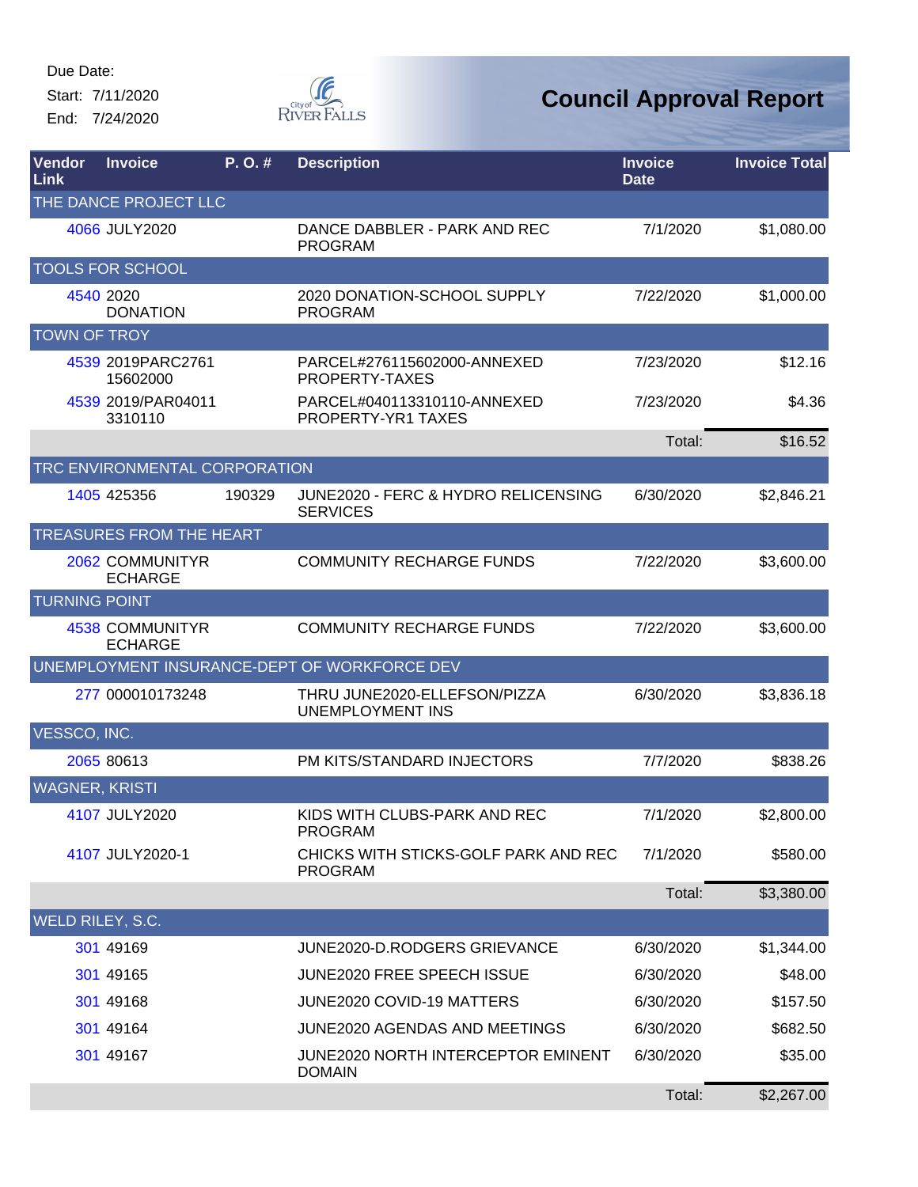Due Date:

Start: 7/11/2020

End: 7/24/2020

City of River Falls

# Council Approval Report

| Vendor Link | Invoice | P. O. # | Description | Invoice Date | Invoice Total |
|---|---|---|---|---|---|
| THE DANCE PROJECT LLC | | | | | |
| 4066 | JULY2020 | | DANCE DABBLER - PARK AND REC PROGRAM | 7/1/2020 | $1,080.00 |
| TOOLS FOR SCHOOL | | | | | |
| 4540 | 2020 DONATION | | 2020 DONATION-SCHOOL SUPPLY PROGRAM | 7/22/2020 | $1,000.00 |
| TOWN OF TROY | | | | | |
| 4539 | 2019PARC2761 15602000 | | PARCEL#276115602000-ANNEXED PROPERTY-TAXES | 7/23/2020 | $12.16 |
| 4539 | 2019/PAR04011 3310110 | | PARCEL#040113310110-ANNEXED PROPERTY-YR1 TAXES | 7/23/2020 | $4.36 |
| | | | | Total: | $16.52 |
| TRC ENVIRONMENTAL CORPORATION | | | | | |
| 1405 | 425356 | 190329 | JUNE2020 - FERC & HYDRO RELICENSING SERVICES | 6/30/2020 | $2,846.21 |
| TREASURES FROM THE HEART | | | | | |
| 2062 | COMMUNITYR ECHARGE | | COMMUNITY RECHARGE FUNDS | 7/22/2020 | $3,600.00 |
| TURNING POINT | | | | | |
| 4538 | COMMUNITYR ECHARGE | | COMMUNITY RECHARGE FUNDS | 7/22/2020 | $3,600.00 |
| UNEMPLOYMENT INSURANCE-DEPT OF WORKFORCE DEV | | | | | |
| 277 | 000010173248 | | THRU JUNE2020-ELLEFSON/PIZZA UNEMPLOYMENT INS | 6/30/2020 | $3,836.18 |
| VESSCO, INC. | | | | | |
| 2065 | 80613 | | PM KITS/STANDARD INJECTORS | 7/7/2020 | $838.26 |
| WAGNER, KRISTI | | | | | |
| 4107 | JULY2020 | | KIDS WITH CLUBS-PARK AND REC PROGRAM | 7/1/2020 | $2,800.00 |
| 4107 | JULY2020-1 | | CHICKS WITH STICKS-GOLF PARK AND REC PROGRAM | 7/1/2020 | $580.00 |
| | | | | Total: | $3,380.00 |
| WELD RILEY, S.C. | | | | | |
| 301 | 49169 | | JUNE2020-D.RODGERS GRIEVANCE | 6/30/2020 | $1,344.00 |
| 301 | 49165 | | JUNE2020 FREE SPEECH ISSUE | 6/30/2020 | $48.00 |
| 301 | 49168 | | JUNE2020 COVID-19 MATTERS | 6/30/2020 | $157.50 |
| 301 | 49164 | | JUNE2020 AGENDAS AND MEETINGS | 6/30/2020 | $682.50 |
| 301 | 49167 | | JUNE2020 NORTH INTERCEPTOR EMINENT DOMAIN | 6/30/2020 | $35.00 |
| | | | | Total: | $2,267.00 |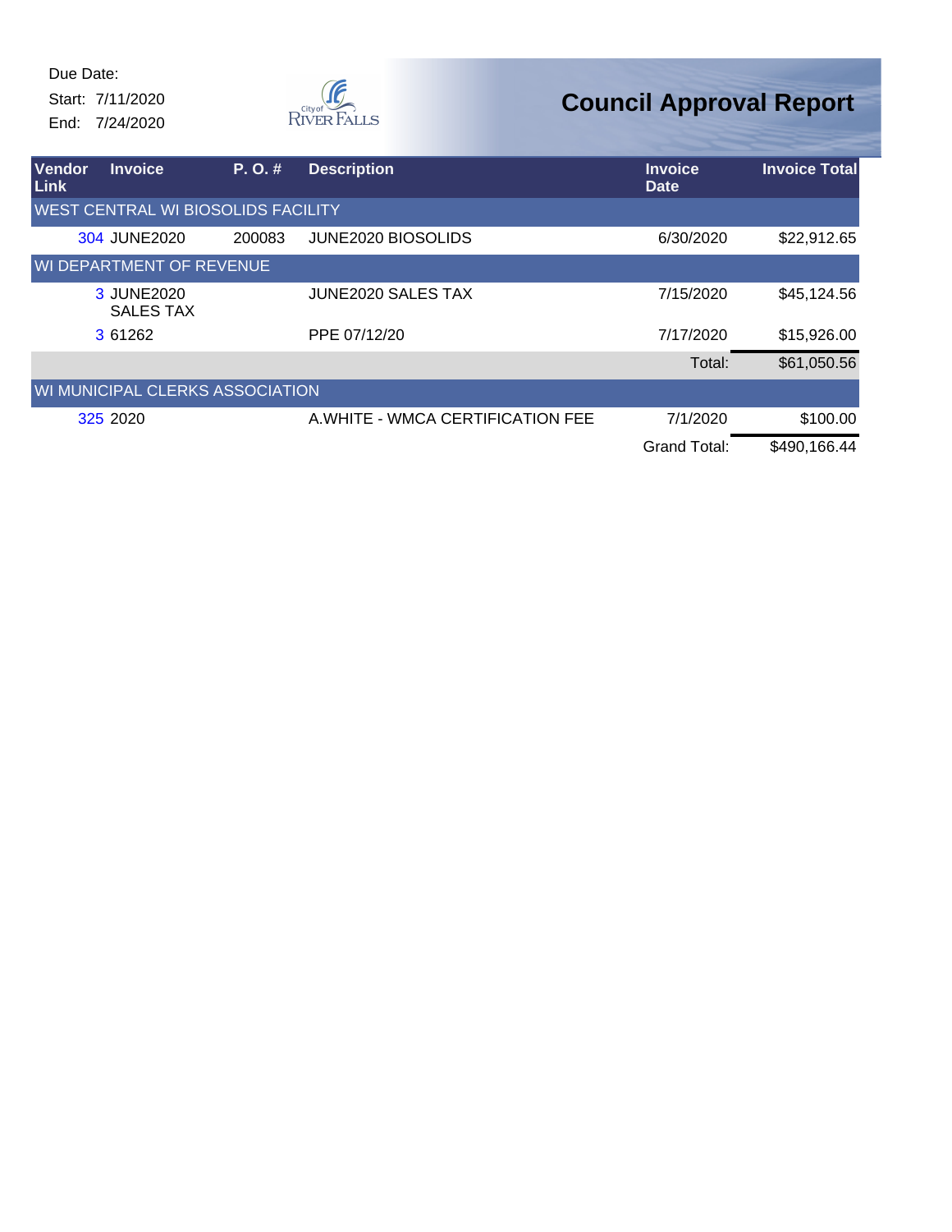Due Date:
Start: 7/11/2020
End: 7/24/2020

City of River Falls

# Council Approval Report

| Vendor Link | Invoice | P. O. # | Description | Invoice Date | Invoice Total |
|---|---|---|---|---|---|
| WEST CENTRAL WI BIOSOLIDS FACILITY | | | | | |
| 304 | JUNE2020 | 200083 | JUNE2020 BIOSOLIDS | 6/30/2020 | $22,912.65 |
| WI DEPARTMENT OF REVENUE | | | | | |
| 3 | JUNE2020 SALES TAX | | JUNE2020 SALES TAX | 7/15/2020 | $45,124.56 |
| 3 | 61262 | | PPE 07/12/20 | 7/17/2020 | $15,926.00 |
| | | | | Total: | $61,050.56 |
| WI MUNICIPAL CLERKS ASSOCIATION | | | | | |
| 325 | 2020 | | A.WHITE - WMCA CERTIFICATION FEE | 7/1/2020 | $100.00 |
| | | | | Grand Total: | $490,166.44 |